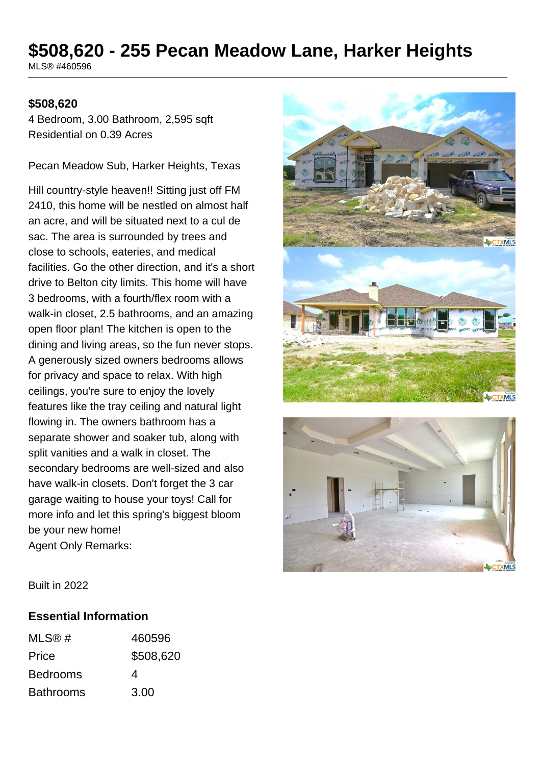# $508,620 - 255 Pecan Meadow Lane, Harker Heights

MLS® #460596

**$508,620**

4 Bedroom, 3.00 Bathroom, 2,595 sqft
Residential on 0.39 Acres

Pecan Meadow Sub, Harker Heights, Texas

Hill country-style heaven!! Sitting just off FM 2410, this home will be nestled on almost half an acre, and will be situated next to a cul de sac. The area is surrounded by trees and close to schools, eateries, and medical facilities. Go the other direction, and it's a short drive to Belton city limits. This home will have 3 bedrooms, with a fourth/flex room with a walk-in closet, 2.5 bathrooms, and an amazing open floor plan! The kitchen is open to the dining and living areas, so the fun never stops. A generously sized owners bedrooms allows for privacy and space to relax. With high ceilings, you're sure to enjoy the lovely features like the tray ceiling and natural light flowing in. The owners bathroom has a separate shower and soaker tub, along with split vanities and a walk in closet. The secondary bedrooms are well-sized and also have walk-in closets. Don't forget the 3 car garage waiting to house your toys! Call for more info and let this spring's biggest bloom be your new home!
Agent Only Remarks:

Built in 2022

## Essential Information

| | |
|---|---|
| MLS® # | 460596 |
| Price | $508,620 |
| Bedrooms | 4 |
| Bathrooms | 3.00 |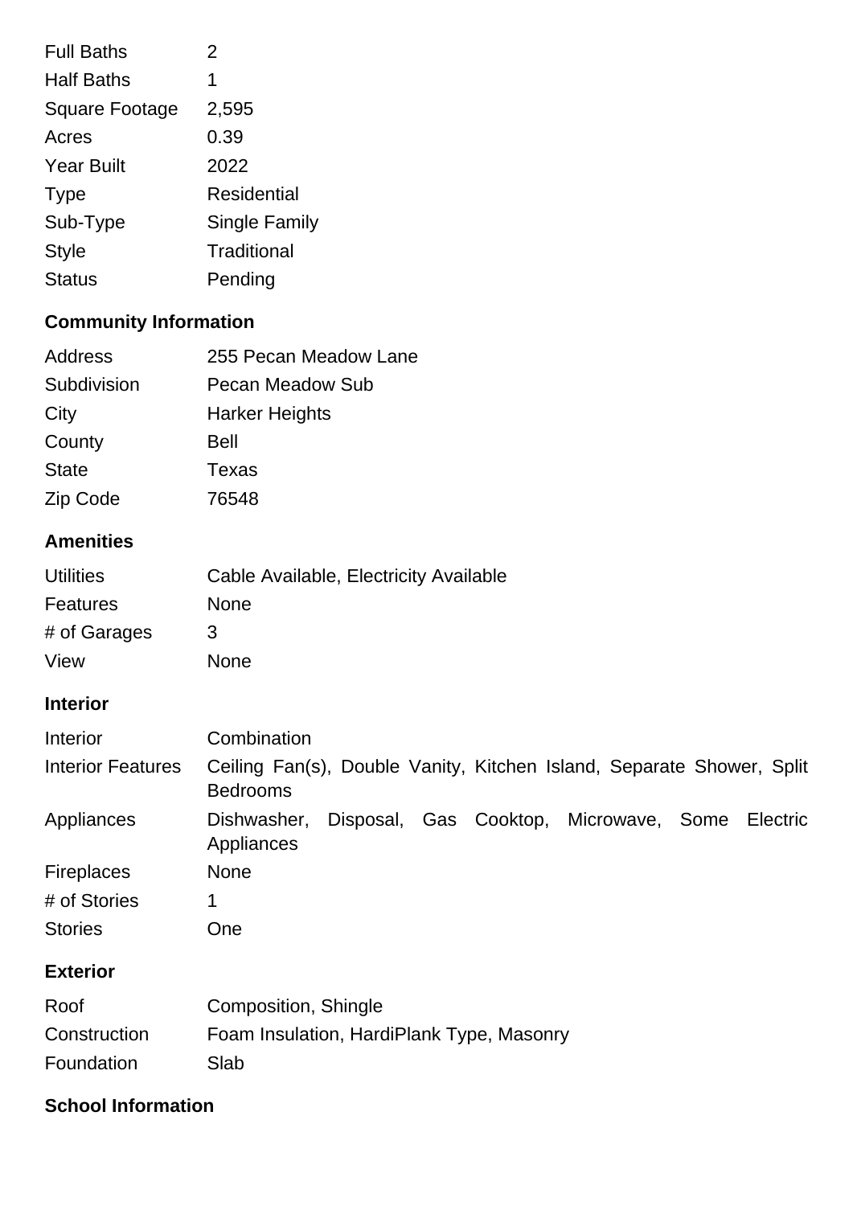| | |
|---|---|
| Full Baths | 2 |
| Half Baths | 1 |
| Square Footage | 2,595 |
| Acres | 0.39 |
| Year Built | 2022 |
| Type | Residential |
| Sub-Type | Single Family |
| Style | Traditional |
| Status | Pending |

## Community Information

| | |
|---|---|
| Address | 255 Pecan Meadow Lane |
| Subdivision | Pecan Meadow Sub |
| City | Harker Heights |
| County | Bell |
| State | Texas |
| Zip Code | 76548 |

## Amenities

| | |
|---|---|
| Utilities | Cable Available, Electricity Available |
| Features | None |
| # of Garages | 3 |
| View | None |

## Interior

| | |
|---|---|
| Interior | Combination |
| Interior Features | Ceiling Fan(s), Double Vanity, Kitchen Island, Separate Shower, Split Bedrooms |
| Appliances | Dishwasher, Disposal, Gas Cooktop, Microwave, Some Electric Appliances |
| Fireplaces | None |
| # of Stories | 1 |
| Stories | One |

## Exterior

| | |
|---|---|
| Roof | Composition, Shingle |
| Construction | Foam Insulation, HardiPlank Type, Masonry |
| Foundation | Slab |

## School Information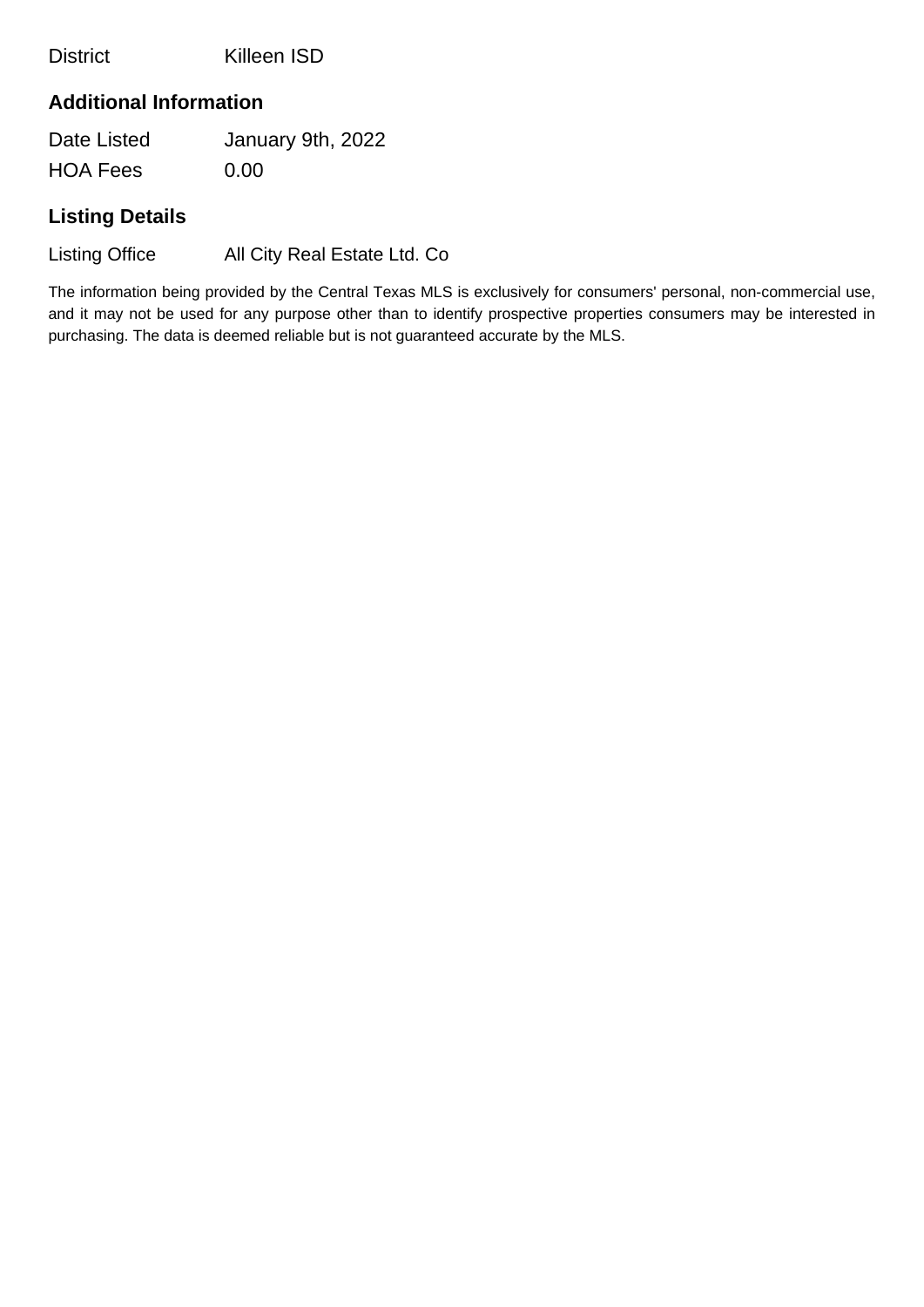| | |
|---|---|
| District | Killeen ISD |

## Additional Information

| | |
|---|---|
| Date Listed | January 9th, 2022 |
| HOA Fees | 0.00 |

## Listing Details

| | |
|---|---|
| Listing Office | All City Real Estate Ltd. Co |

The information being provided by the Central Texas MLS is exclusively for consumers' personal, non-commercial use, and it may not be used for any purpose other than to identify prospective properties consumers may be interested in purchasing. The data is deemed reliable but is not guaranteed accurate by the MLS.